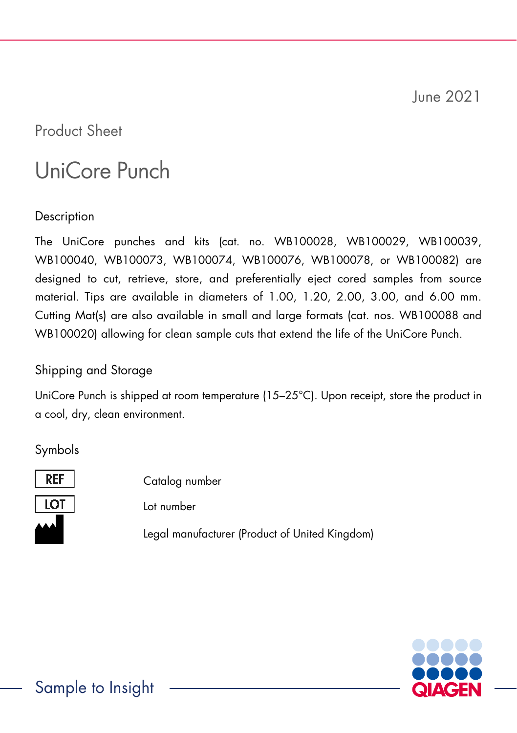June 2021

Product Sheet

# UniCore Punch

## Description

The UniCore punches and kits (cat. no. WB100028, WB100029, WB100039, WB100040, WB100073, WB100074, WB100076, WB100078, or WB100082) are designed to cut, retrieve, store, and preferentially eject cored samples from source material. Tips are available in diameters of 1.00, 1.20, 2.00, 3.00, and 6.00 mm. Cutting Mat(s) are also available in small and large formats (cat. nos. WB100088 and WB100020) allowing for clean sample cuts that extend the life of the UniCore Punch.

## Shipping and Storage

UniCore Punch is shipped at room temperature (15–25°C). Upon receipt, store the product in a cool, dry, clean environment.

## Symbols

| Symbol | Meaning |
| --- | --- |
| REF | Catalog number |
| LOT | Lot number |
| (Manufacturer symbol) | Legal manufacturer (Product of United Kingdom) |

Sample to Insight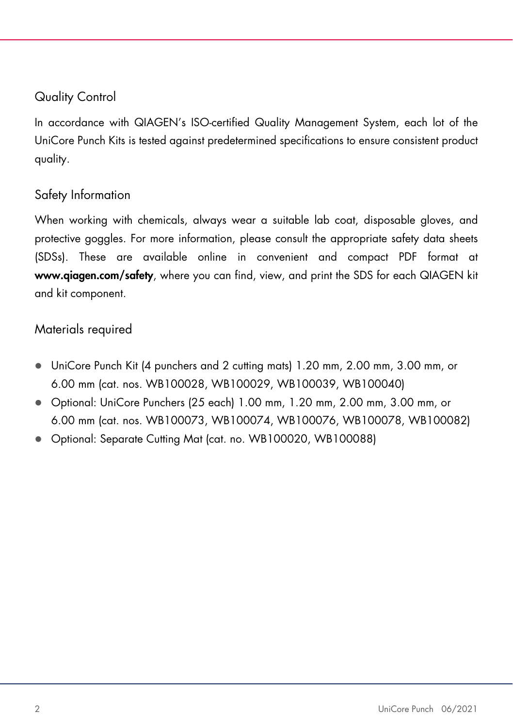## Quality Control

In accordance with QIAGEN's ISO-certified Quality Management System, each lot of the UniCore Punch Kits is tested against predetermined specifications to ensure consistent product quality.

## Safety Information

When working with chemicals, always wear a suitable lab coat, disposable gloves, and protective goggles. For more information, please consult the appropriate safety data sheets (SDSs). These are available online in convenient and compact PDF format at **www.qiagen.com/safety**, where you can find, view, and print the SDS for each QIAGEN kit and kit component.

## Materials required

- UniCore Punch Kit (4 punchers and 2 cutting mats) 1.20 mm, 2.00 mm, 3.00 mm, or 6.00 mm (cat. nos. WB100028, WB100029, WB100039, WB100040)
- Optional: UniCore Punchers (25 each) 1.00 mm, 1.20 mm, 2.00 mm, 3.00 mm, or 6.00 mm (cat. nos. WB100073, WB100074, WB100076, WB100078, WB100082)
- Optional: Separate Cutting Mat (cat. no. WB100020, WB100088)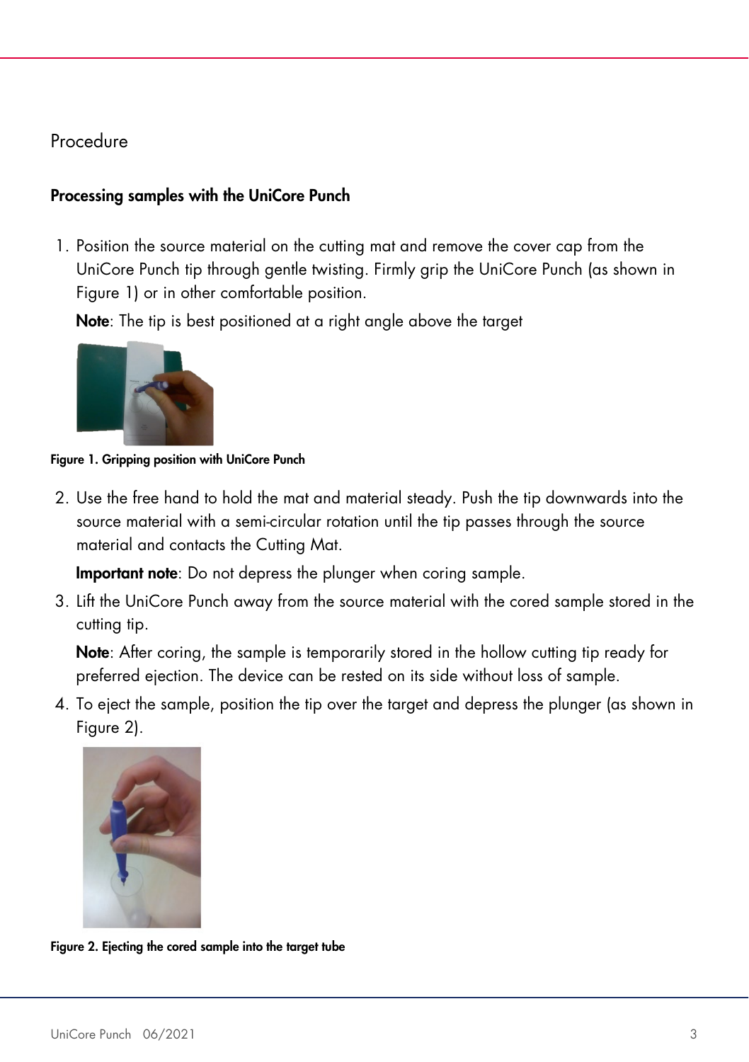## Procedure

### Processing samples with the UniCore Punch

1. Position the source material on the cutting mat and remove the cover cap from the UniCore Punch tip through gentle twisting. Firmly grip the UniCore Punch (as shown in Figure 1) or in other comfortable position.

   **Note**: The tip is best positioned at a right angle above the target

   **Figure 1. Gripping position with UniCore Punch**

2. Use the free hand to hold the mat and material steady. Push the tip downwards into the source material with a semi-circular rotation until the tip passes through the source material and contacts the Cutting Mat.

   **Important note**: Do not depress the plunger when coring sample.

3. Lift the UniCore Punch away from the source material with the cored sample stored in the cutting tip.

   **Note**: After coring, the sample is temporarily stored in the hollow cutting tip ready for preferred ejection. The device can be rested on its side without loss of sample.

4. To eject the sample, position the tip over the target and depress the plunger (as shown in Figure 2).

   **Figure 2. Ejecting the cored sample into the target tube**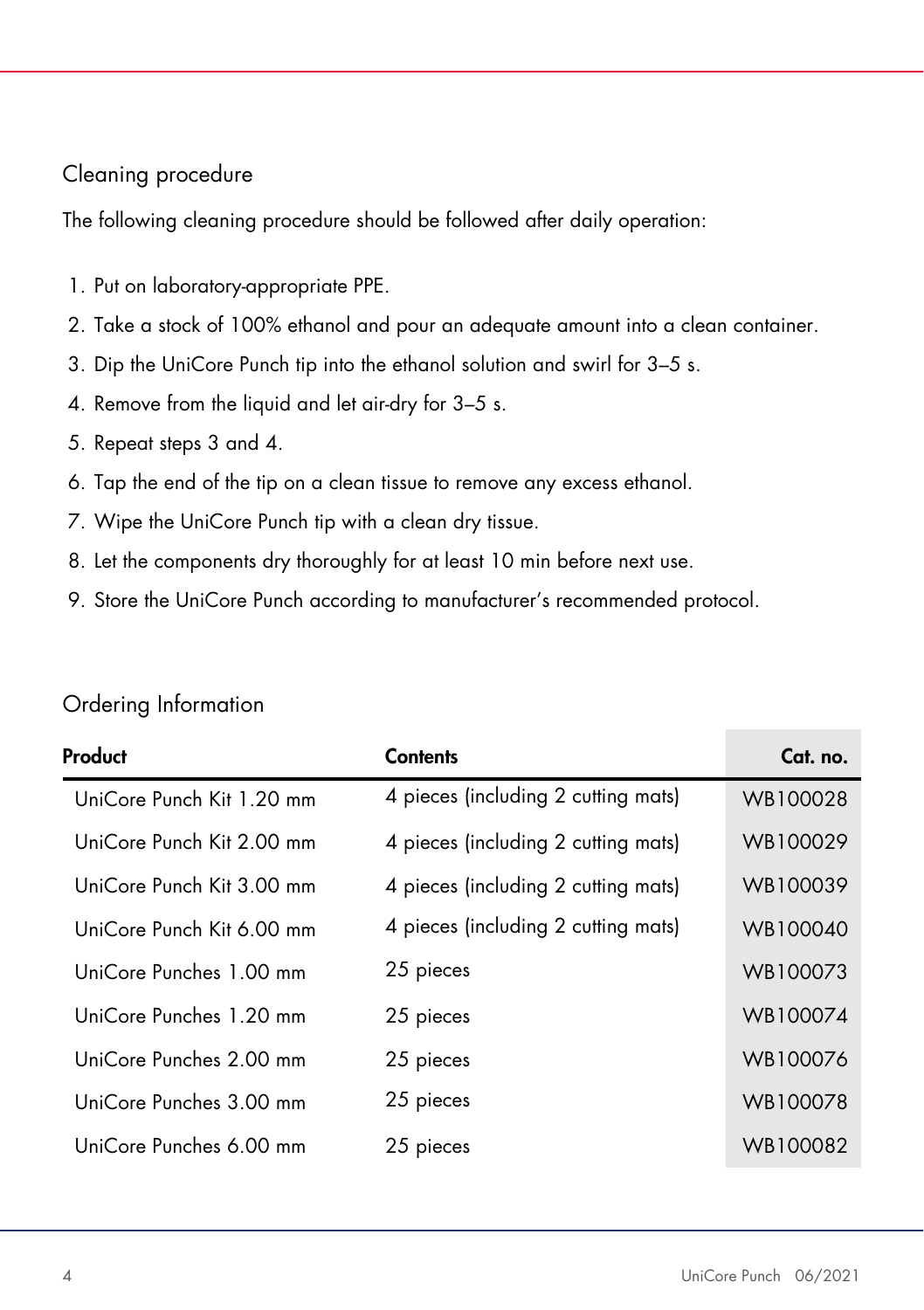## Cleaning procedure

The following cleaning procedure should be followed after daily operation:

1. Put on laboratory-appropriate PPE.
2. Take a stock of 100% ethanol and pour an adequate amount into a clean container.
3. Dip the UniCore Punch tip into the ethanol solution and swirl for 3–5 s.
4. Remove from the liquid and let air-dry for 3–5 s.
5. Repeat steps 3 and 4.
6. Tap the end of the tip on a clean tissue to remove any excess ethanol.
7. Wipe the UniCore Punch tip with a clean dry tissue.
8. Let the components dry thoroughly for at least 10 min before next use.
9. Store the UniCore Punch according to manufacturer's recommended protocol.

## Ordering Information

| Product | Contents | Cat. no. |
|---|---|---|
| UniCore Punch Kit 1.20 mm | 4 pieces (including 2 cutting mats) | WB100028 |
| UniCore Punch Kit 2.00 mm | 4 pieces (including 2 cutting mats) | WB100029 |
| UniCore Punch Kit 3.00 mm | 4 pieces (including 2 cutting mats) | WB100039 |
| UniCore Punch Kit 6.00 mm | 4 pieces (including 2 cutting mats) | WB100040 |
| UniCore Punches 1.00 mm | 25 pieces | WB100073 |
| UniCore Punches 1.20 mm | 25 pieces | WB100074 |
| UniCore Punches 2.00 mm | 25 pieces | WB100076 |
| UniCore Punches 3.00 mm | 25 pieces | WB100078 |
| UniCore Punches 6.00 mm | 25 pieces | WB100082 |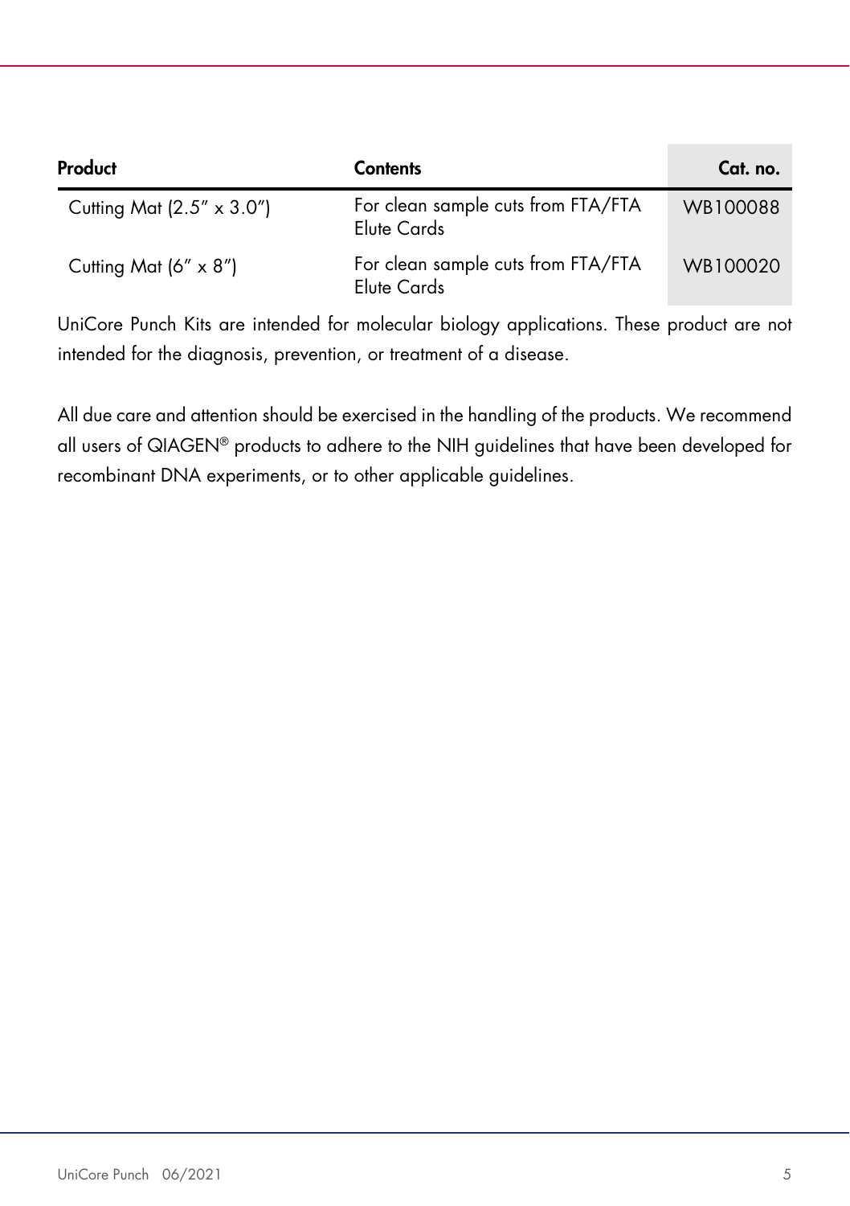| Product | Contents | Cat. no. |
|---|---|---|
| Cutting Mat (2.5″ x 3.0″) | For clean sample cuts from FTA/FTA Elute Cards | WB100088 |
| Cutting Mat (6″ x 8″) | For clean sample cuts from FTA/FTA Elute Cards | WB100020 |

UniCore Punch Kits are intended for molecular biology applications. These product are not intended for the diagnosis, prevention, or treatment of a disease.

All due care and attention should be exercised in the handling of the products. We recommend all users of QIAGEN® products to adhere to the NIH guidelines that have been developed for recombinant DNA experiments, or to other applicable guidelines.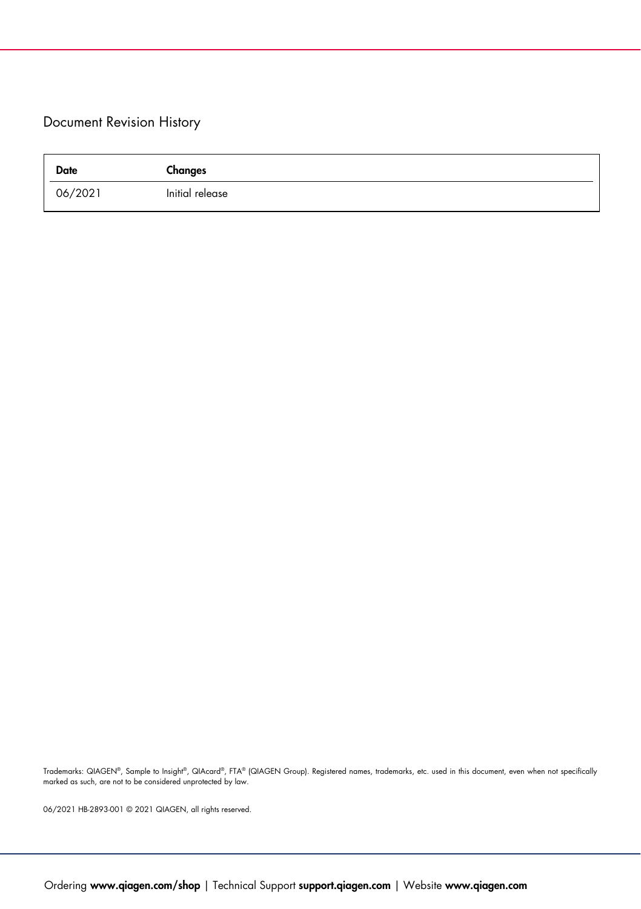## Document Revision History

| Date | Changes |
| --- | --- |
| 06/2021 | Initial release |

Trademarks: QIAGEN®, Sample to Insight®, QIAcard®, FTA® (QIAGEN Group). Registered names, trademarks, etc. used in this document, even when not specifically marked as such, are not to be considered unprotected by law.

06/2021 HB-2893-001 © 2021 QIAGEN, all rights reserved.

Ordering **www.qiagen.com/shop** | Technical Support **support.qiagen.com** | Website **www.qiagen.com**